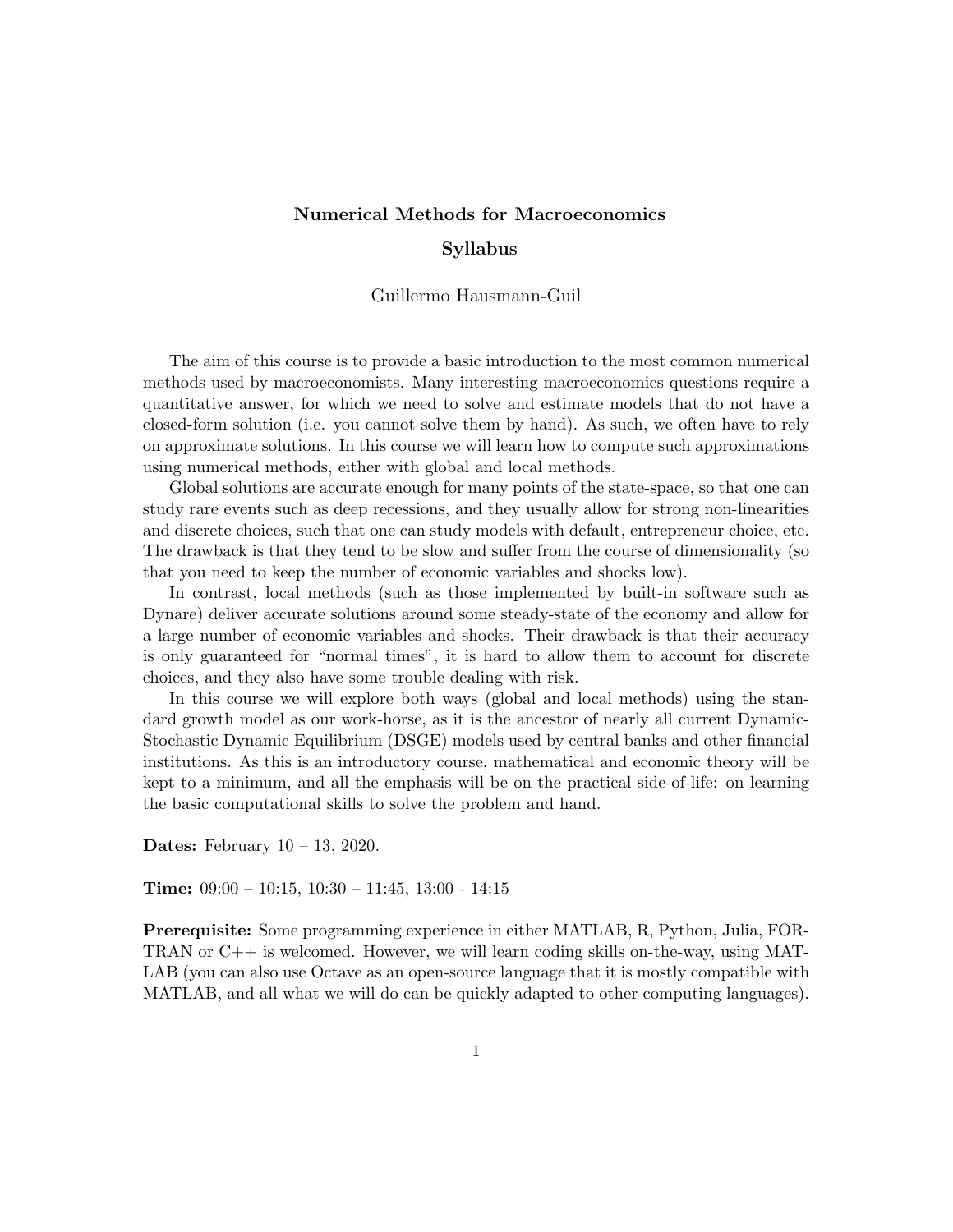# Numerical Methods for Macroeconomics

## Syllabus

Guillermo Hausmann-Guil

The aim of this course is to provide a basic introduction to the most common numerical methods used by macroeconomists. Many interesting macroeconomics questions require a quantitative answer, for which we need to solve and estimate models that do not have a closed-form solution (i.e. you cannot solve them by hand). As such, we often have to rely on approximate solutions. In this course we will learn how to compute such approximations using numerical methods, either with global and local methods.

Global solutions are accurate enough for many points of the state-space, so that one can study rare events such as deep recessions, and they usually allow for strong non-linearities and discrete choices, such that one can study models with default, entrepreneur choice, etc. The drawback is that they tend to be slow and suffer from the course of dimensionality (so that you need to keep the number of economic variables and shocks low).

In contrast, local methods (such as those implemented by built-in software such as Dynare) deliver accurate solutions around some steady-state of the economy and allow for a large number of economic variables and shocks. Their drawback is that their accuracy is only guaranteed for "normal times", it is hard to allow them to account for discrete choices, and they also have some trouble dealing with risk.

In this course we will explore both ways (global and local methods) using the standard growth model as our work-horse, as it is the ancestor of nearly all current Dynamic-Stochastic Dynamic Equilibrium (DSGE) models used by central banks and other financial institutions. As this is an introductory course, mathematical and economic theory will be kept to a minimum, and all the emphasis will be on the practical side-of-life: on learning the basic computational skills to solve the problem and hand.

**Dates:** February 10 – 13, 2020.

**Time:** 09:00 – 10:15, 10:30 – 11:45, 13:00 - 14:15

**Prerequisite:** Some programming experience in either MATLAB, R, Python, Julia, FORTRAN or C++ is welcomed. However, we will learn coding skills on-the-way, using MATLAB (you can also use Octave as an open-source language that it is mostly compatible with MATLAB, and all what we will do can be quickly adapted to other computing languages).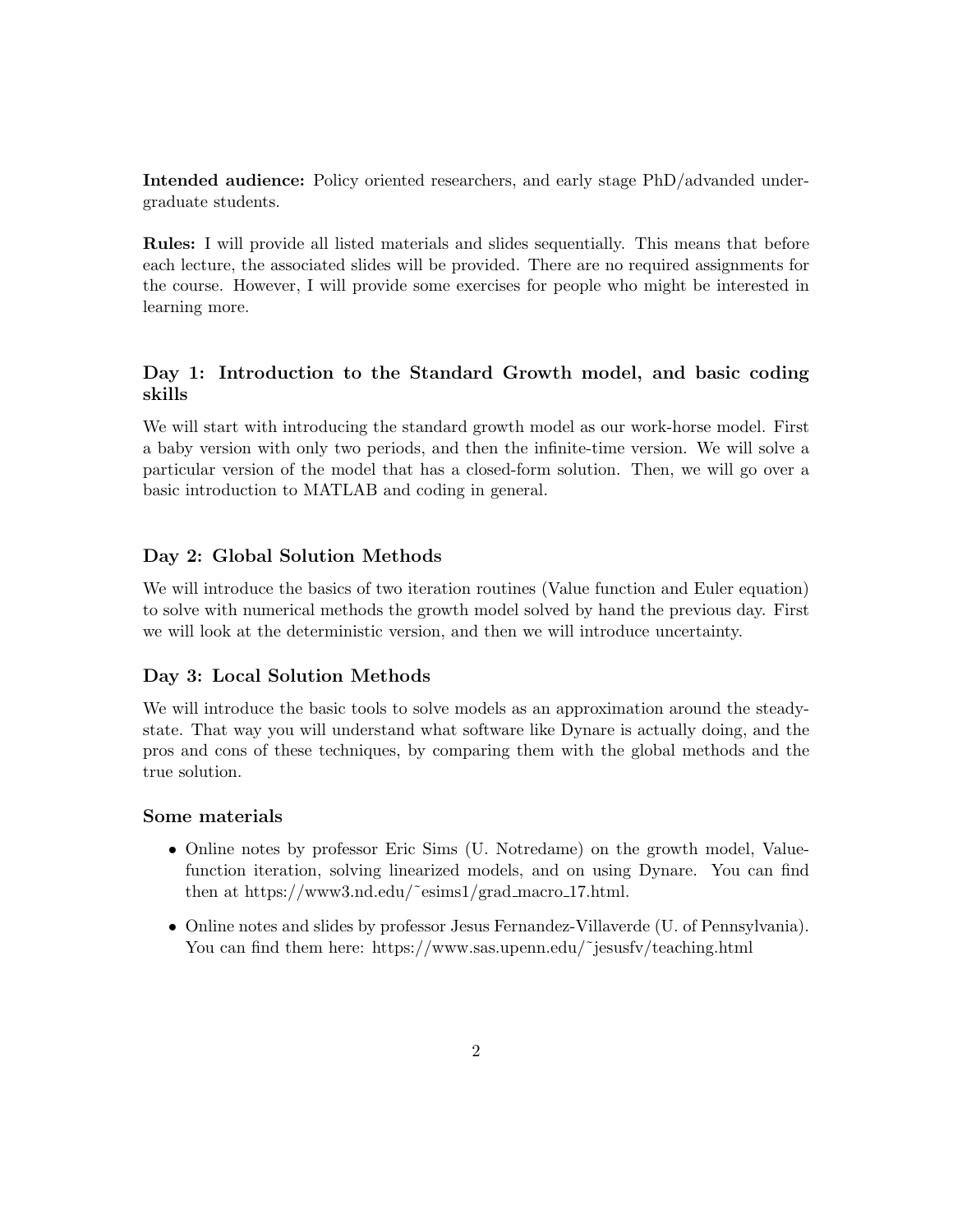**Intended audience:** Policy oriented researchers, and early stage PhD/advanded undergraduate students.

**Rules:** I will provide all listed materials and slides sequentially. This means that before each lecture, the associated slides will be provided. There are no required assignments for the course. However, I will provide some exercises for people who might be interested in learning more.

### Day 1: Introduction to the Standard Growth model, and basic coding skills

We will start with introducing the standard growth model as our work-horse model. First a baby version with only two periods, and then the infinite-time version. We will solve a particular version of the model that has a closed-form solution. Then, we will go over a basic introduction to MATLAB and coding in general.

### Day 2: Global Solution Methods

We will introduce the basics of two iteration routines (Value function and Euler equation) to solve with numerical methods the growth model solved by hand the previous day. First we will look at the deterministic version, and then we will introduce uncertainty.

### Day 3: Local Solution Methods

We will introduce the basic tools to solve models as an approximation around the steady-state. That way you will understand what software like Dynare is actually doing, and the pros and cons of these techniques, by comparing them with the global methods and the true solution.

### Some materials

- Online notes by professor Eric Sims (U. Notredame) on the growth model, Value-function iteration, solving linearized models, and on using Dynare. You can find then at https://www3.nd.edu/˜esims1/grad_macro_17.html.
- Online notes and slides by professor Jesus Fernandez-Villaverde (U. of Pennsylvania). You can find them here: https://www.sas.upenn.edu/˜jesusfv/teaching.html